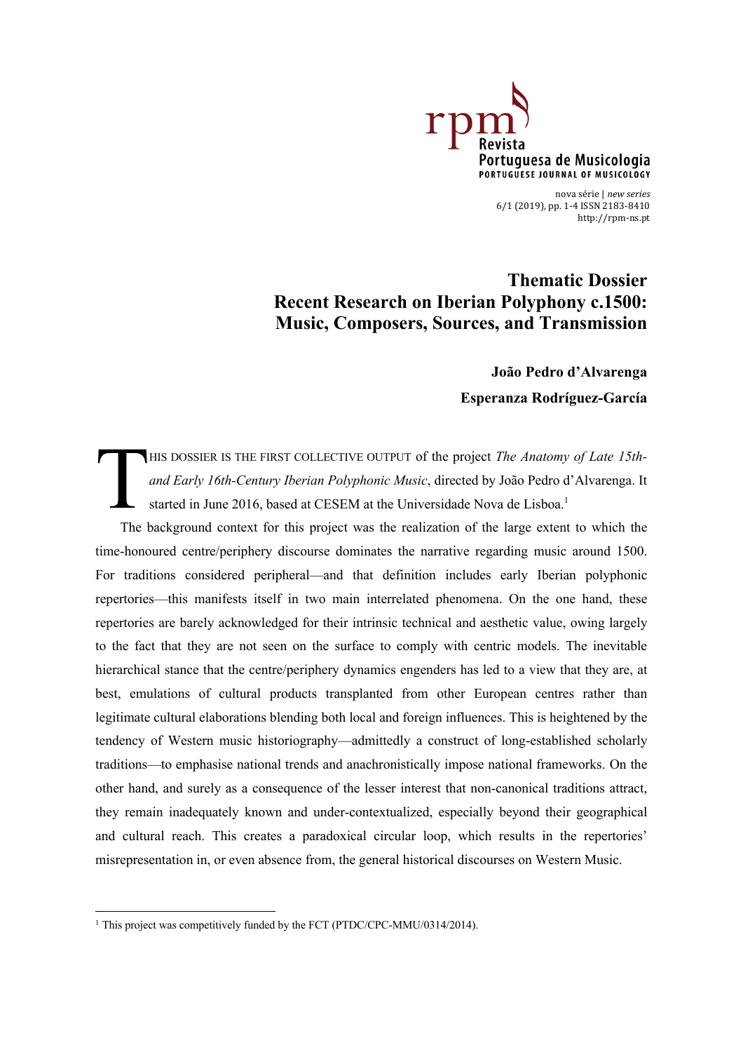# Thematic Dossier
# Recent Research on Iberian Polyphony c.1500: Music, Composers, Sources, and Transmission

**João Pedro d'Alvarenga**

**Esperanza Rodríguez-García**

THIS DOSSIER IS THE FIRST COLLECTIVE OUTPUT of the project *The Anatomy of Late 15th- and Early 16th-Century Iberian Polyphonic Music*, directed by João Pedro d'Alvarenga. It started in June 2016, based at CESEM at the Universidade Nova de Lisboa.[1]

The background context for this project was the realization of the large extent to which the time-honoured centre/periphery discourse dominates the narrative regarding music around 1500. For traditions considered peripheral—and that definition includes early Iberian polyphonic repertories—this manifests itself in two main interrelated phenomena. On the one hand, these repertories are barely acknowledged for their intrinsic technical and aesthetic value, owing largely to the fact that they are not seen on the surface to comply with centric models. The inevitable hierarchical stance that the centre/periphery dynamics engenders has led to a view that they are, at best, emulations of cultural products transplanted from other European centres rather than legitimate cultural elaborations blending both local and foreign influences. This is heightened by the tendency of Western music historiography—admittedly a construct of long-established scholarly traditions—to emphasise national trends and anachronistically impose national frameworks. On the other hand, and surely as a consequence of the lesser interest that non-canonical traditions attract, they remain inadequately known and under-contextualized, especially beyond their geographical and cultural reach. This creates a paradoxical circular loop, which results in the repertories' misrepresentation in, or even absence from, the general historical discourses on Western Music.

---

[1] This project was competitively funded by the FCT (PTDC/CPC-MMU/0314/2014).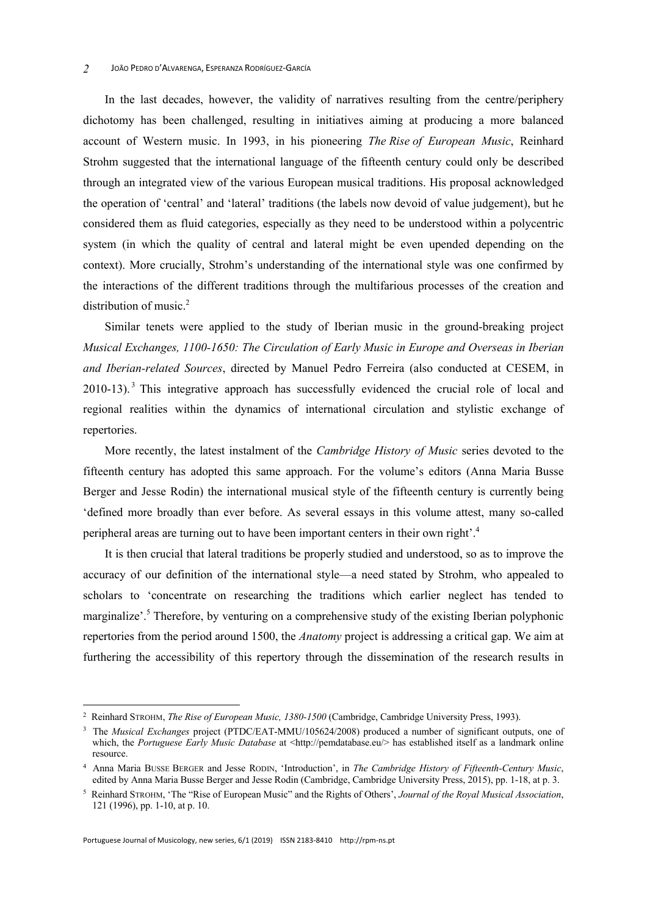In the last decades, however, the validity of narratives resulting from the centre/periphery dichotomy has been challenged, resulting in initiatives aiming at producing a more balanced account of Western music. In 1993, in his pioneering *The Rise of European Music*, Reinhard Strohm suggested that the international language of the fifteenth century could only be described through an integrated view of the various European musical traditions. His proposal acknowledged the operation of 'central' and 'lateral' traditions (the labels now devoid of value judgement), but he considered them as fluid categories, especially as they need to be understood within a polycentric system (in which the quality of central and lateral might be even upended depending on the context). More crucially, Strohm's understanding of the international style was one confirmed by the interactions of the different traditions through the multifarious processes of the creation and distribution of music.[2]

Similar tenets were applied to the study of Iberian music in the ground-breaking project *Musical Exchanges, 1100-1650: The Circulation of Early Music in Europe and Overseas in Iberian and Iberian-related Sources*, directed by Manuel Pedro Ferreira (also conducted at CESEM, in 2010-13).[3] This integrative approach has successfully evidenced the crucial role of local and regional realities within the dynamics of international circulation and stylistic exchange of repertories.

More recently, the latest instalment of the *Cambridge History of Music* series devoted to the fifteenth century has adopted this same approach. For the volume's editors (Anna Maria Busse Berger and Jesse Rodin) the international musical style of the fifteenth century is currently being 'defined more broadly than ever before. As several essays in this volume attest, many so-called peripheral areas are turning out to have been important centers in their own right'.[4]

It is then crucial that lateral traditions be properly studied and understood, so as to improve the accuracy of our definition of the international style—a need stated by Strohm, who appealed to scholars to 'concentrate on researching the traditions which earlier neglect has tended to marginalize'.[5] Therefore, by venturing on a comprehensive study of the existing Iberian polyphonic repertories from the period around 1500, the *Anatomy* project is addressing a critical gap. We aim at furthering the accessibility of this repertory through the dissemination of the research results in

---

[2] Reinhard STROHM, *The Rise of European Music, 1380-1500* (Cambridge, Cambridge University Press, 1993).

[3] The *Musical Exchanges* project (PTDC/EAT-MMU/105624/2008) produced a number of significant outputs, one of which, the *Portuguese Early Music Database* at <http://pemdatabase.eu/> has established itself as a landmark online resource.

[4] Anna Maria BUSSE BERGER and Jesse RODIN, 'Introduction', in *The Cambridge History of Fifteenth-Century Music*, edited by Anna Maria Busse Berger and Jesse Rodin (Cambridge, Cambridge University Press, 2015), pp. 1-18, at p. 3.

[5] Reinhard STROHM, 'The "Rise of European Music" and the Rights of Others', *Journal of the Royal Musical Association*, 121 (1996), pp. 1-10, at p. 10.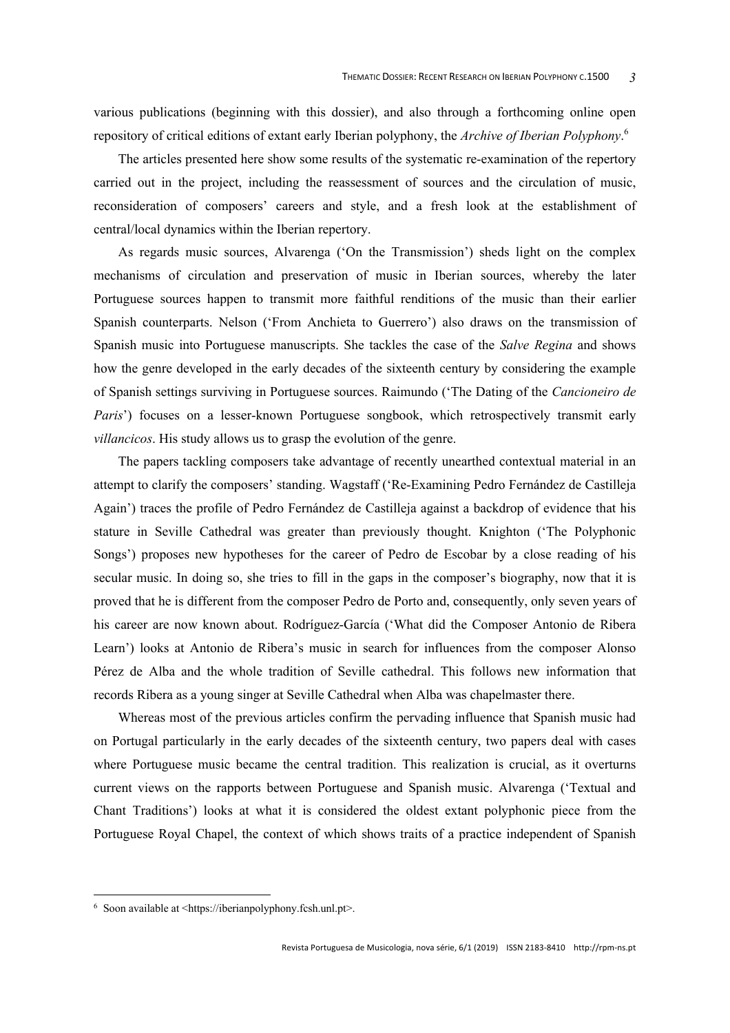various publications (beginning with this dossier), and also through a forthcoming online open repository of critical editions of extant early Iberian polyphony, the *Archive of Iberian Polyphony*.[6]

The articles presented here show some results of the systematic re-examination of the repertory carried out in the project, including the reassessment of sources and the circulation of music, reconsideration of composers' careers and style, and a fresh look at the establishment of central/local dynamics within the Iberian repertory.

As regards music sources, Alvarenga ('On the Transmission') sheds light on the complex mechanisms of circulation and preservation of music in Iberian sources, whereby the later Portuguese sources happen to transmit more faithful renditions of the music than their earlier Spanish counterparts. Nelson ('From Anchieta to Guerrero') also draws on the transmission of Spanish music into Portuguese manuscripts. She tackles the case of the *Salve Regina* and shows how the genre developed in the early decades of the sixteenth century by considering the example of Spanish settings surviving in Portuguese sources. Raimundo ('The Dating of the *Cancioneiro de Paris*') focuses on a lesser-known Portuguese songbook, which retrospectively transmit early *villancicos*. His study allows us to grasp the evolution of the genre.

The papers tackling composers take advantage of recently unearthed contextual material in an attempt to clarify the composers' standing. Wagstaff ('Re-Examining Pedro Fernández de Castilleja Again') traces the profile of Pedro Fernández de Castilleja against a backdrop of evidence that his stature in Seville Cathedral was greater than previously thought. Knighton ('The Polyphonic Songs') proposes new hypotheses for the career of Pedro de Escobar by a close reading of his secular music. In doing so, she tries to fill in the gaps in the composer's biography, now that it is proved that he is different from the composer Pedro de Porto and, consequently, only seven years of his career are now known about. Rodríguez-García ('What did the Composer Antonio de Ribera Learn') looks at Antonio de Ribera's music in search for influences from the composer Alonso Pérez de Alba and the whole tradition of Seville cathedral. This follows new information that records Ribera as a young singer at Seville Cathedral when Alba was chapelmaster there.

Whereas most of the previous articles confirm the pervading influence that Spanish music had on Portugal particularly in the early decades of the sixteenth century, two papers deal with cases where Portuguese music became the central tradition. This realization is crucial, as it overturns current views on the rapports between Portuguese and Spanish music. Alvarenga ('Textual and Chant Traditions') looks at what it is considered the oldest extant polyphonic piece from the Portuguese Royal Chapel, the context of which shows traits of a practice independent of Spanish

---

[6] Soon available at <https://iberianpolyphony.fcsh.unl.pt>.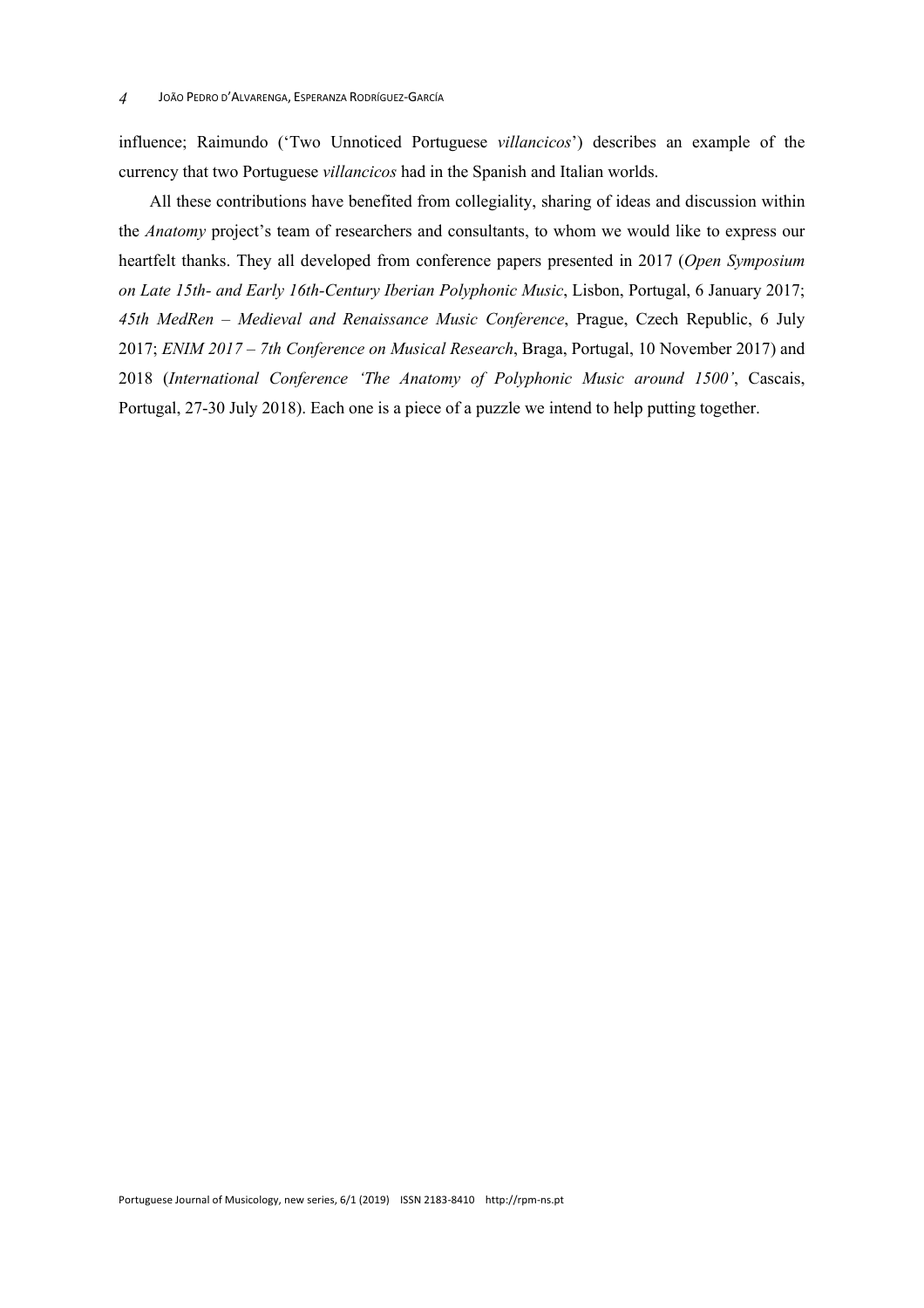influence; Raimundo ('Two Unnoticed Portuguese *villancicos*') describes an example of the currency that two Portuguese *villancicos* had in the Spanish and Italian worlds.

All these contributions have benefited from collegiality, sharing of ideas and discussion within the *Anatomy* project's team of researchers and consultants, to whom we would like to express our heartfelt thanks. They all developed from conference papers presented in 2017 (*Open Symposium on Late 15th- and Early 16th-Century Iberian Polyphonic Music*, Lisbon, Portugal, 6 January 2017; *45th MedRen – Medieval and Renaissance Music Conference*, Prague, Czech Republic, 6 July 2017; *ENIM 2017 – 7th Conference on Musical Research*, Braga, Portugal, 10 November 2017) and 2018 (*International Conference 'The Anatomy of Polyphonic Music around 1500'*, Cascais, Portugal, 27-30 July 2018). Each one is a piece of a puzzle we intend to help putting together.